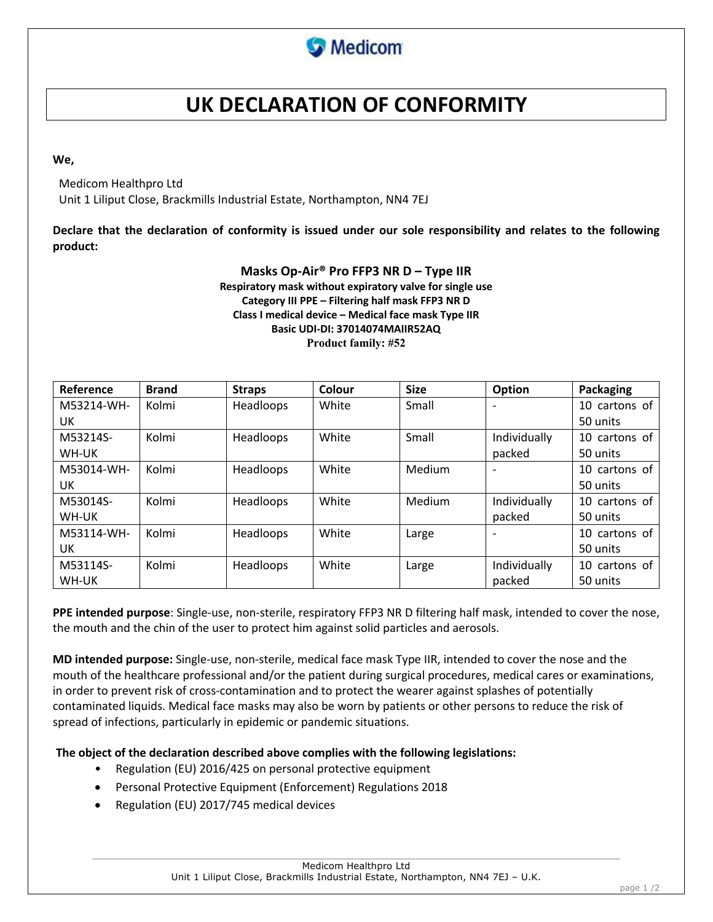Medicom

# UK DECLARATION OF CONFORMITY

**We,**

Medicom Healthpro Ltd
Unit 1 Liliput Close, Brackmills Industrial Estate, Northampton, NN4 7EJ

**Declare that the declaration of conformity is issued under our sole responsibility and relates to the following product:**

**Masks Op-Air® Pro FFP3 NR D – Type IIR**
**Respiratory mask without expiratory valve for single use**
**Category III PPE – Filtering half mask FFP3 NR D**
**Class I medical device – Medical face mask Type IIR**
**Basic UDI-DI: 37014074MAIIR52AQ**
**Product family: #52**

| Reference | Brand | Straps | Colour | Size | Option | Packaging |
|---|---|---|---|---|---|---|
| M53214-WH-UK | Kolmi | Headloops | White | Small | - | 10 cartons of 50 units |
| M53214S-WH-UK | Kolmi | Headloops | White | Small | Individually packed | 10 cartons of 50 units |
| M53014-WH-UK | Kolmi | Headloops | White | Medium | - | 10 cartons of 50 units |
| M53014S-WH-UK | Kolmi | Headloops | White | Medium | Individually packed | 10 cartons of 50 units |
| M53114-WH-UK | Kolmi | Headloops | White | Large | - | 10 cartons of 50 units |
| M53114S-WH-UK | Kolmi | Headloops | White | Large | Individually packed | 10 cartons of 50 units |

**PPE intended purpose**: Single-use, non-sterile, respiratory FFP3 NR D filtering half mask, intended to cover the nose, the mouth and the chin of the user to protect him against solid particles and aerosols.

**MD intended purpose:** Single-use, non-sterile, medical face mask Type IIR, intended to cover the nose and the mouth of the healthcare professional and/or the patient during surgical procedures, medical cares or examinations, in order to prevent risk of cross-contamination and to protect the wearer against splashes of potentially contaminated liquids. Medical face masks may also be worn by patients or other persons to reduce the risk of spread of infections, particularly in epidemic or pandemic situations.

**The object of the declaration described above complies with the following legislations:**

- Regulation (EU) 2016/425 on personal protective equipment
- Personal Protective Equipment (Enforcement) Regulations 2018
- Regulation (EU) 2017/745 medical devices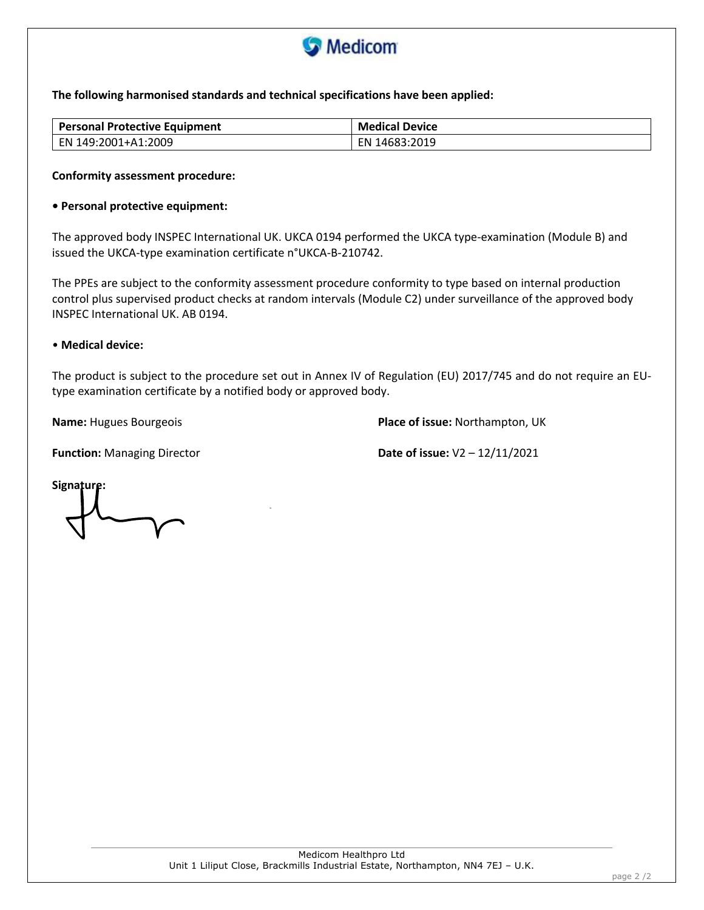**The following harmonised standards and technical specifications have been applied:**

| Personal Protective Equipment | Medical Device |
| --- | --- |
| EN 149:2001+A1:2009 | EN 14683:2019 |

**Conformity assessment procedure:**

**• Personal protective equipment:**

The approved body INSPEC International UK. UKCA 0194 performed the UKCA type-examination (Module B) and issued the UKCA-type examination certificate n°UKCA-B-210742.

The PPEs are subject to the conformity assessment procedure conformity to type based on internal production control plus supervised product checks at random intervals (Module C2) under surveillance of the approved body INSPEC International UK. AB 0194.

• **Medical device:**

The product is subject to the procedure set out in Annex IV of Regulation (EU) 2017/745 and do not require an EU-type examination certificate by a notified body or approved body.

**Name:** Hugues Bourgeois

**Function:** Managing Director

**Place of issue:** Northampton, UK

**Date of issue:** V2 – 12/11/2021

**Signature:**

Medicom Healthpro Ltd
Unit 1 Liliput Close, Brackmills Industrial Estate, Northampton, NN4 7EJ – U.K.